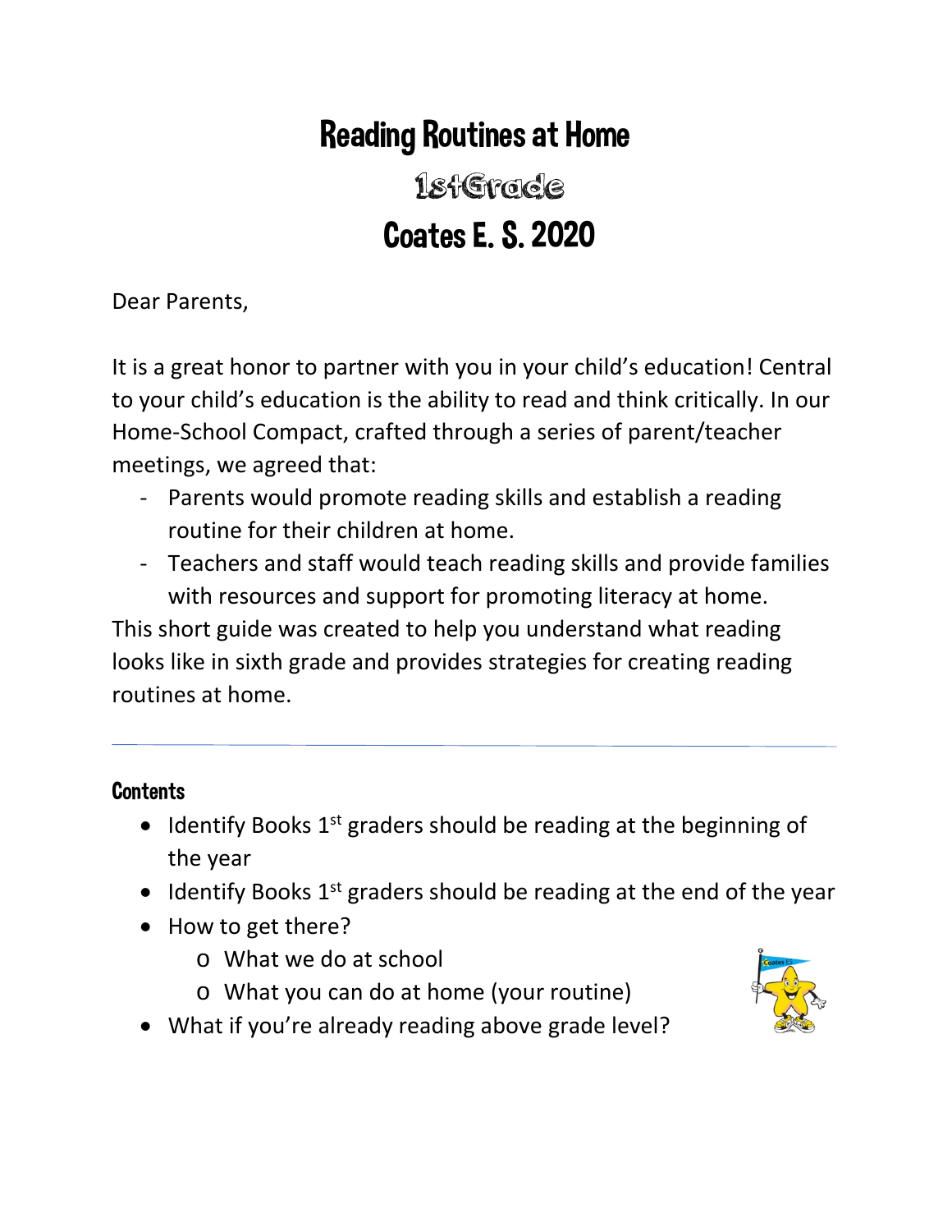# Reading Routines at Home

## 1stGrade

## Coates E. S. 2020

Dear Parents,

It is a great honor to partner with you in your child's education! Central to your child's education is the ability to read and think critically. In our Home-School Compact, crafted through a series of parent/teacher meetings, we agreed that:

- Parents would promote reading skills and establish a reading routine for their children at home.
- Teachers and staff would teach reading skills and provide families with resources and support for promoting literacy at home.

This short guide was created to help you understand what reading looks like in sixth grade and provides strategies for creating reading routines at home.

---

### Contents

- Identify Books 1st graders should be reading at the beginning of the year
- Identify Books 1st graders should be reading at the end of the year
- How to get there?
  - What we do at school
  - What you can do at home (your routine)
- What if you're already reading above grade level?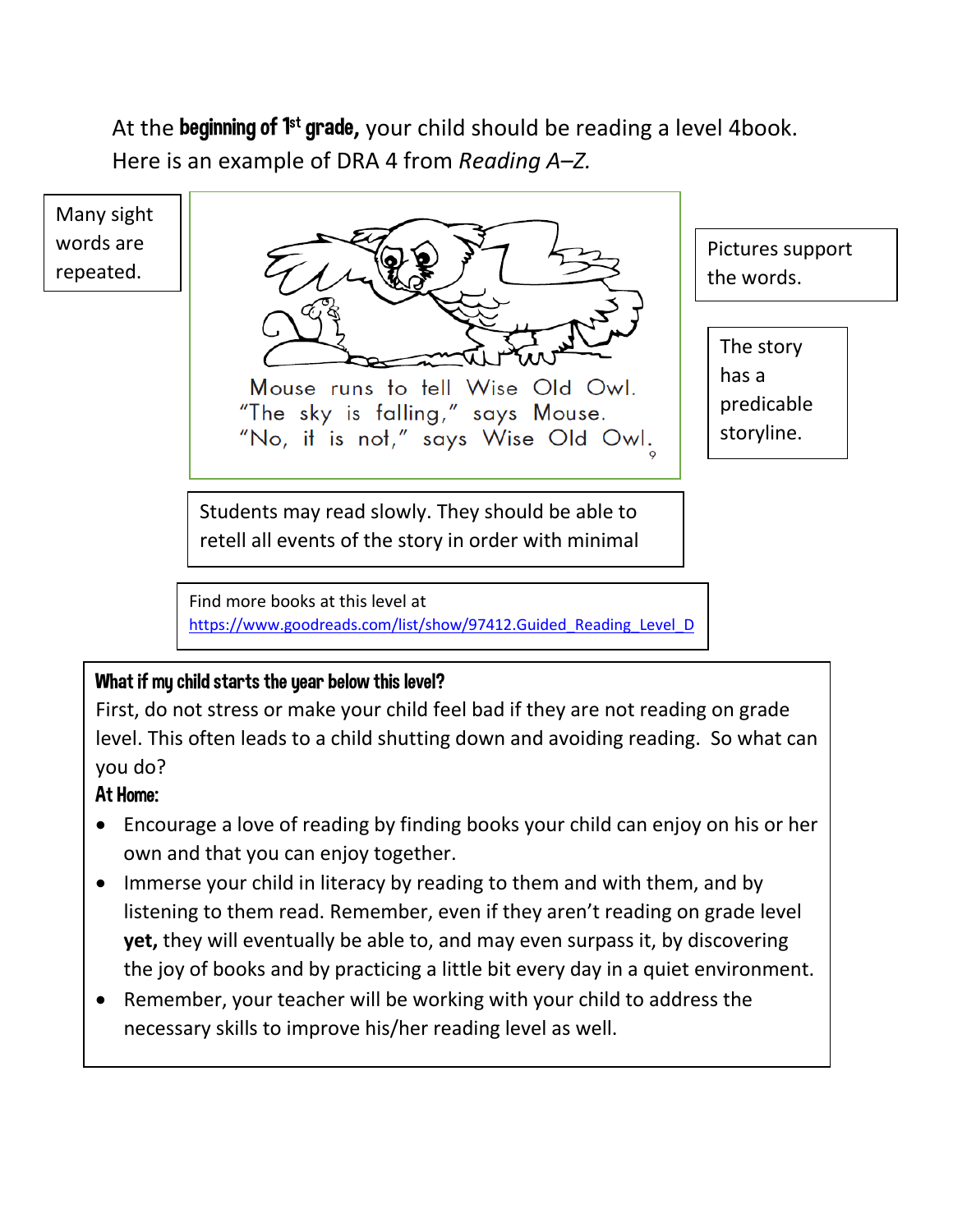At the **beginning of 1st grade,** your child should be reading a level 4book. Here is an example of DRA 4 from *Reading A–Z.*

Many sight words are repeated.

Mouse runs to tell Wise Old Owl.
"The sky is falling," says Mouse.
"No, it is not," says Wise Old Owl.

Pictures support the words.

The story has a predicable storyline.

Students may read slowly. They should be able to retell all events of the story in order with minimal

Find more books at this level at https://www.goodreads.com/list/show/97412.Guided_Reading_Level_D

**What if my child starts the year below this level?**

First, do not stress or make your child feel bad if they are not reading on grade level. This often leads to a child shutting down and avoiding reading. So what can you do?

**At Home:**

- Encourage a love of reading by finding books your child can enjoy on his or her own and that you can enjoy together.
- Immerse your child in literacy by reading to them and with them, and by listening to them read. Remember, even if they aren't reading on grade level **yet,** they will eventually be able to, and may even surpass it, by discovering the joy of books and by practicing a little bit every day in a quiet environment.
- Remember, your teacher will be working with your child to address the necessary skills to improve his/her reading level as well.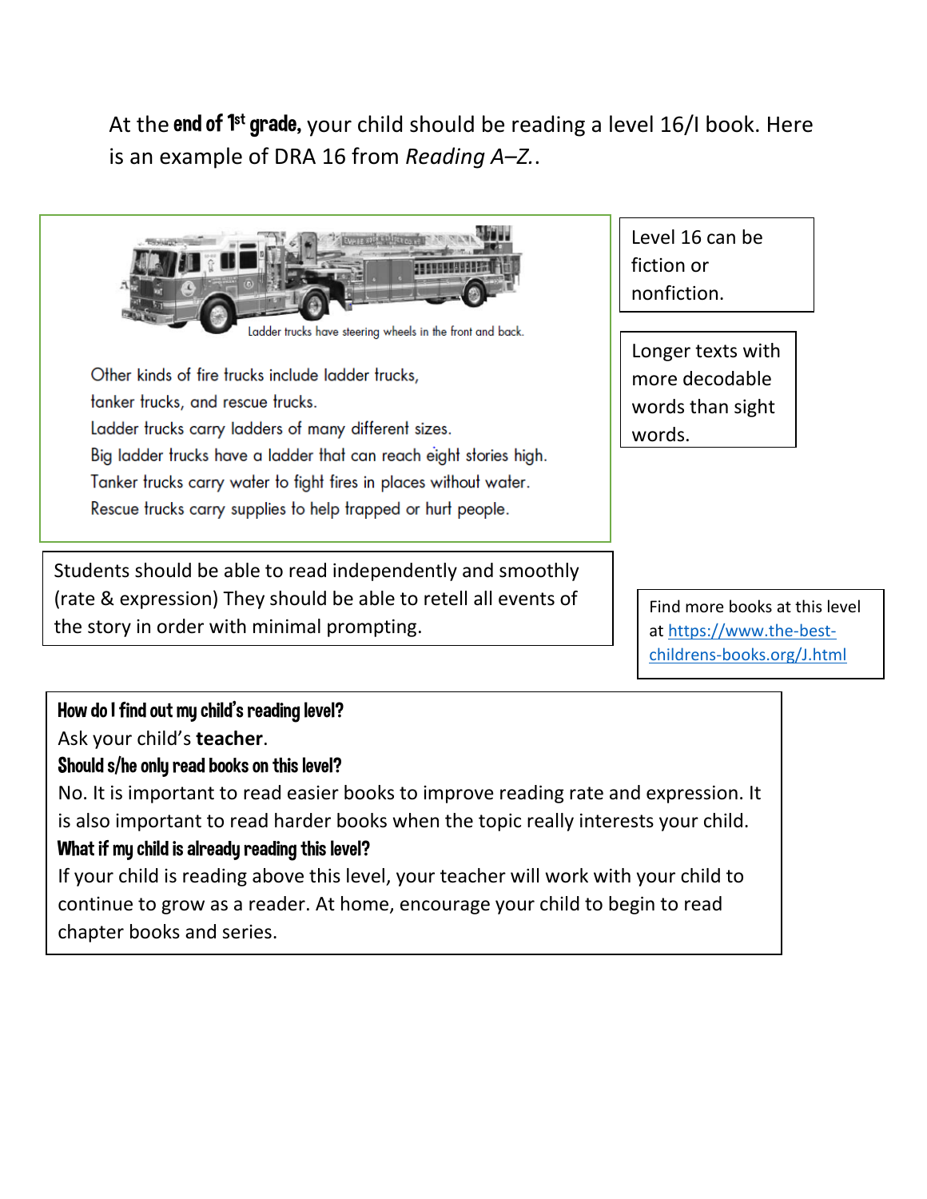At the **end of 1st grade,** your child should be reading a level 16/I book. Here is an example of DRA 16 from *Reading A–Z.*.

Ladder trucks have steering wheels in the front and back.

Other kinds of fire trucks include ladder trucks, tanker trucks, and rescue trucks.
Ladder trucks carry ladders of many different sizes.
Big ladder trucks have a ladder that can reach eight stories high.
Tanker trucks carry water to fight fires in places without water.
Rescue trucks carry supplies to help trapped or hurt people.

Level 16 can be fiction or nonfiction.

Longer texts with more decodable words than sight words.

Students should be able to read independently and smoothly (rate & expression) They should be able to retell all events of the story in order with minimal prompting.

Find more books at this level at https://www.the-best-childrens-books.org/J.html

**How do I find out my child's reading level?**
Ask your child's **teacher**.

**Should s/he only read books on this level?**
No. It is important to read easier books to improve reading rate and expression. It is also important to read harder books when the topic really interests your child.

**What if my child is already reading this level?**
If your child is reading above this level, your teacher will work with your child to continue to grow as a reader. At home, encourage your child to begin to read chapter books and series.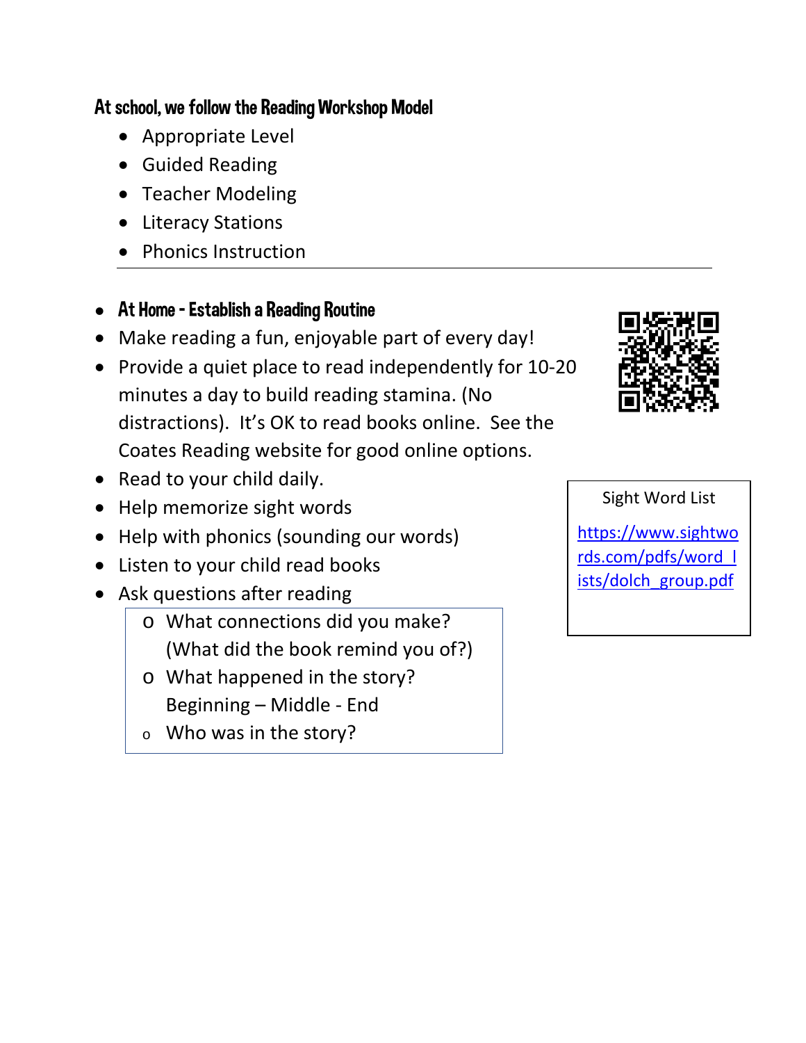### At school, we follow the Reading Workshop Model

- Appropriate Level
- Guided Reading
- Teacher Modeling
- Literacy Stations
- Phonics Instruction

---

- **At Home - Establish a Reading Routine**
- Make reading a fun, enjoyable part of every day!
- Provide a quiet place to read independently for 10-20 minutes a day to build reading stamina. (No distractions). It's OK to read books online. See the Coates Reading website for good online options.
- Read to your child daily.
- Help memorize sight words
- Help with phonics (sounding our words)
- Listen to your child read books
- Ask questions after reading
  - What connections did you make? (What did the book remind you of?)
  - What happened in the story? Beginning – Middle - End
  - Who was in the story?

Sight Word List

https://www.sightwords.com/pdfs/word_lists/dolch_group.pdf